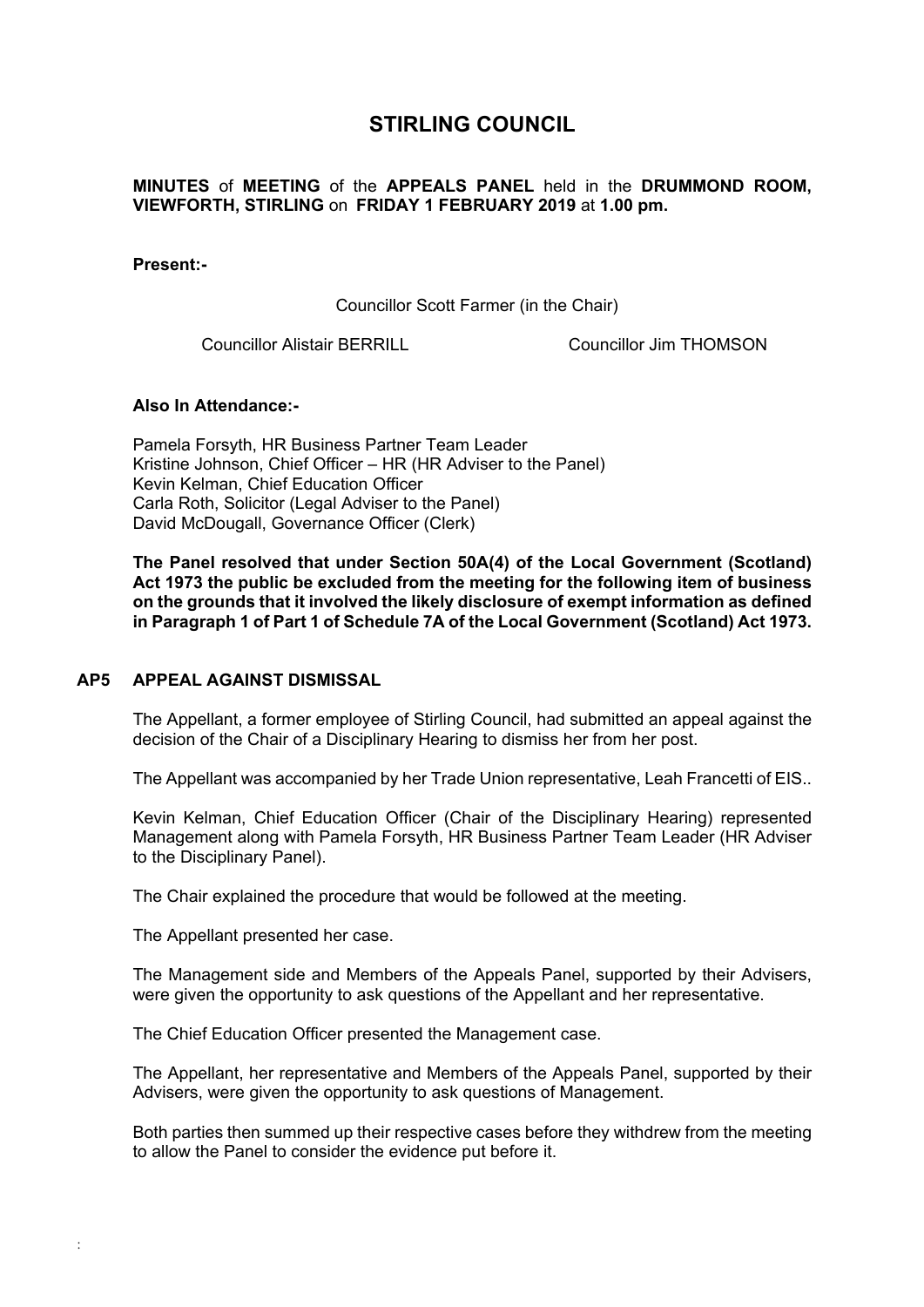# STIRLING COUNCIL

**MINUTES** of **MEETING** of the **APPEALS PANEL** held in the **DRUMMOND ROOM, VIEWFORTH, STIRLING** on **FRIDAY 1 FEBRUARY 2019** at **1.00 pm.**

**Present:-**

Councillor Scott Farmer (in the Chair)

Councillor Alistair BERRILL

Councillor Jim THOMSON

**Also In Attendance:-**

Pamela Forsyth, HR Business Partner Team Leader
Kristine Johnson, Chief Officer – HR (HR Adviser to the Panel)
Kevin Kelman, Chief Education Officer
Carla Roth, Solicitor (Legal Adviser to the Panel)
David McDougall, Governance Officer (Clerk)

**The Panel resolved that under Section 50A(4) of the Local Government (Scotland) Act 1973 the public be excluded from the meeting for the following item of business on the grounds that it involved the likely disclosure of exempt information as defined in Paragraph 1 of Part 1 of Schedule 7A of the Local Government (Scotland) Act 1973.**

## AP5 APPEAL AGAINST DISMISSAL

The Appellant, a former employee of Stirling Council, had submitted an appeal against the decision of the Chair of a Disciplinary Hearing to dismiss her from her post.

The Appellant was accompanied by her Trade Union representative, Leah Francetti of EIS..

Kevin Kelman, Chief Education Officer (Chair of the Disciplinary Hearing) represented Management along with Pamela Forsyth, HR Business Partner Team Leader (HR Adviser to the Disciplinary Panel).

The Chair explained the procedure that would be followed at the meeting.

The Appellant presented her case.

The Management side and Members of the Appeals Panel, supported by their Advisers, were given the opportunity to ask questions of the Appellant and her representative.

The Chief Education Officer presented the Management case.

The Appellant, her representative and Members of the Appeals Panel, supported by their Advisers, were given the opportunity to ask questions of Management.

Both parties then summed up their respective cases before they withdrew from the meeting to allow the Panel to consider the evidence put before it.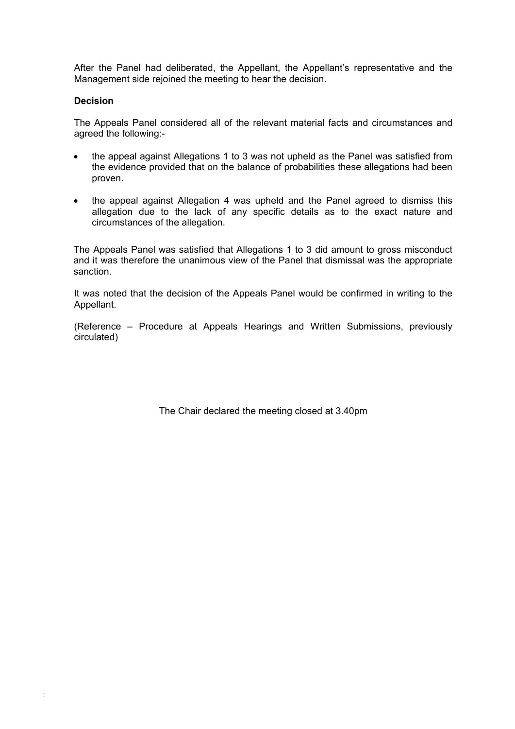After the Panel had deliberated, the Appellant, the Appellant's representative and the Management side rejoined the meeting to hear the decision.

**Decision**

The Appeals Panel considered all of the relevant material facts and circumstances and agreed the following:-

- the appeal against Allegations 1 to 3 was not upheld as the Panel was satisfied from the evidence provided that on the balance of probabilities these allegations had been proven.
- the appeal against Allegation 4 was upheld and the Panel agreed to dismiss this allegation due to the lack of any specific details as to the exact nature and circumstances of the allegation.

The Appeals Panel was satisfied that Allegations 1 to 3 did amount to gross misconduct and it was therefore the unanimous view of the Panel that dismissal was the appropriate sanction.

It was noted that the decision of the Appeals Panel would be confirmed in writing to the Appellant.

(Reference – Procedure at Appeals Hearings and Written Submissions, previously circulated)

The Chair declared the meeting closed at 3.40pm